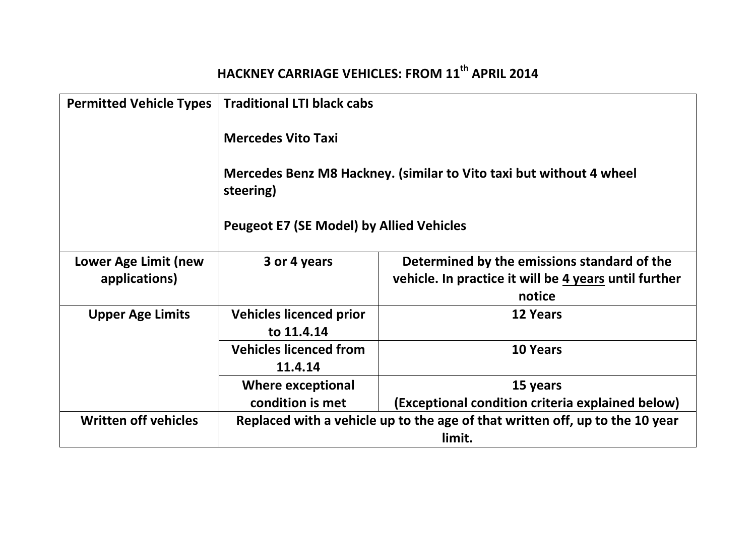# HACKNEY CARRIAGE VEHICLES: FROM 11th APRIL 2014

| | | |
|---|---|---|
| **Permitted Vehicle Types** | **Traditional LTI black cabs**<br><br>**Mercedes Vito Taxi**<br><br>**Mercedes Benz M8 Hackney. (similar to Vito taxi but without 4 wheel steering)**<br><br>**Peugeot E7 (SE Model) by Allied Vehicles** | |
| **Lower Age Limit (new applications)** | **3 or 4 years** | **Determined by the emissions standard of the vehicle. In practice it will be <u>4 years</u> until further notice** |
| **Upper Age Limits** | **Vehicles licenced prior to 11.4.14** | **12 Years** |
| | **Vehicles licenced from 11.4.14** | **10 Years** |
| | **Where exceptional condition is met** | **15 years (Exceptional condition criteria explained below)** |
| **Written off vehicles** | **Replaced with a vehicle up to the age of that written off, up to the 10 year limit.** | |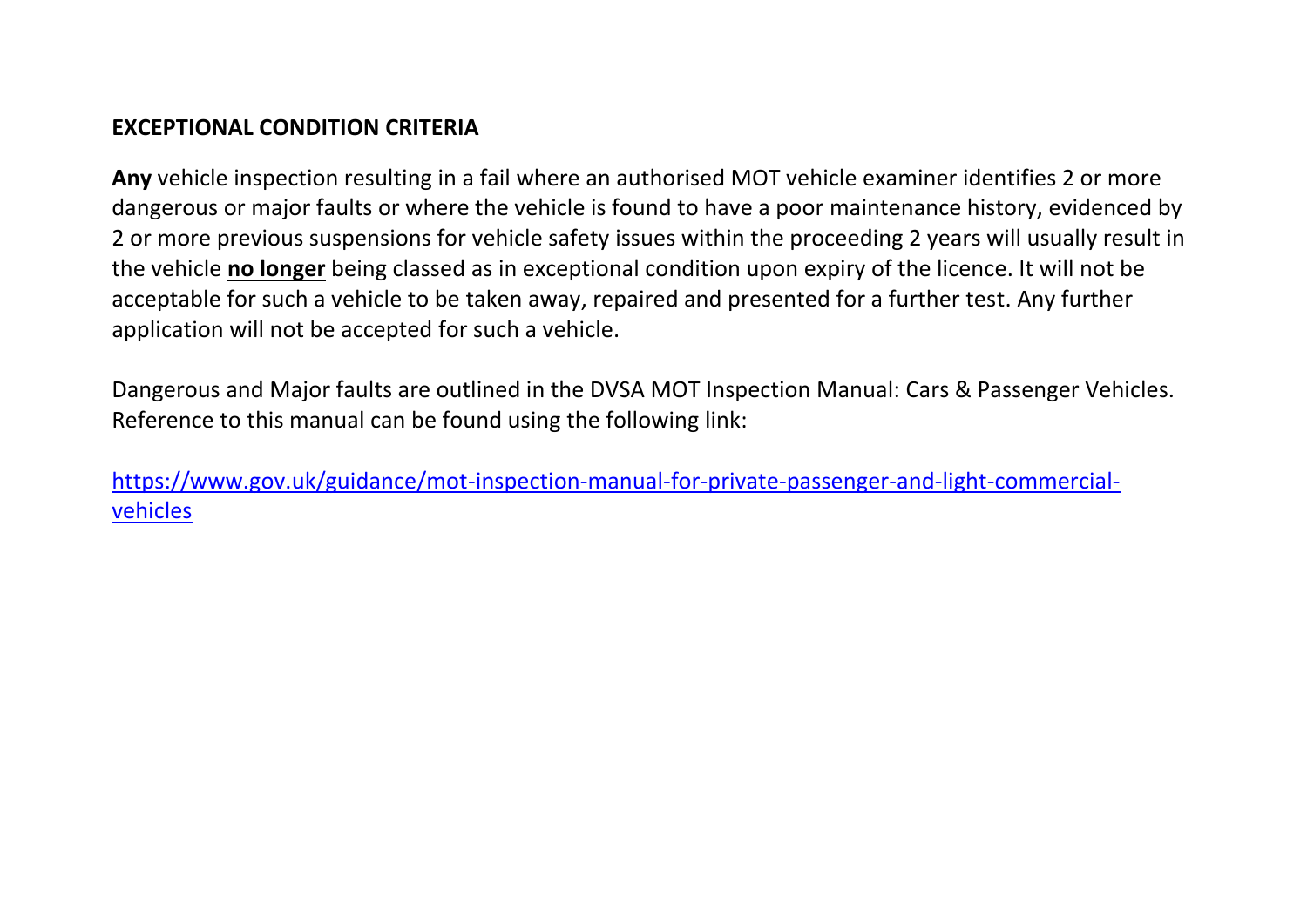## EXCEPTIONAL CONDITION CRITERIA

**Any** vehicle inspection resulting in a fail where an authorised MOT vehicle examiner identifies 2 or more dangerous or major faults or where the vehicle is found to have a poor maintenance history, evidenced by 2 or more previous suspensions for vehicle safety issues within the proceeding 2 years will usually result in the vehicle **<u>no longer</u>** being classed as in exceptional condition upon expiry of the licence. It will not be acceptable for such a vehicle to be taken away, repaired and presented for a further test. Any further application will not be accepted for such a vehicle.

Dangerous and Major faults are outlined in the DVSA MOT Inspection Manual: Cars & Passenger Vehicles. Reference to this manual can be found using the following link:

[https://www.gov.uk/guidance/mot-inspection-manual-for-private-passenger-and-light-commercial-vehicles](https://www.gov.uk/guidance/mot-inspection-manual-for-private-passenger-and-light-commercial-vehicles)